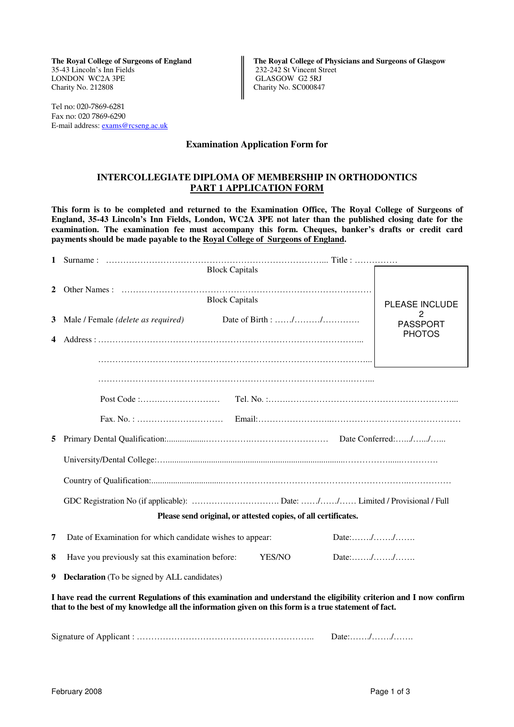**The Royal College of Surgeons of England**
35-43 Lincoln's Inn Fields
LONDON WC2A 3PE
Charity No. 212808

**The Royal College of Physicians and Surgeons of Glasgow**
232-242 St Vincent Street
GLASGOW G2 5RJ
Charity No. SC000847

Tel no: 020-7869-6281
Fax no: 020 7869-6290
E-mail address: exams@rcseng.ac.uk

## Examination Application Form for

## INTERCOLLEGIATE DIPLOMA OF MEMBERSHIP IN ORTHODONTICS
## PART 1 APPLICATION FORM

**This form is to be completed and returned to the Examination Office, The Royal College of Surgeons of England, 35-43 Lincoln's Inn Fields, London, WC2A 3PE not later than the published closing date for the examination. The examination fee must accompany this form. Cheques, banker's drafts or credit card payments should be made payable to the Royal College of Surgeons of England.**

PLEASE INCLUDE 2 PASSPORT PHOTOS

**1** Surname : ……………………………………………………………………... Title : ……………
Block Capitals

**2** Other Names : ……………………………………………………………………………
Block Capitals

**3** Male / Female *(delete as required)* Date of Birth : ……/………/………….

**4** Address : ………………………………………………………………………………...

………………………………………………………………………………...

………………………………………………………………………………...

Post Code :……………………… Tel. No. :……………………………………………………………...

Fax. No. : ………………………… Email:……………………………………………………………………

**5** Primary Dental Qualification:……………………………………………………… Date Conferred:…..../…..../…...

University/Dental College:…………………………………………………………………………………….

Country of Qualification:………………………………………………………………………………………

GDC Registration No (if applicable): …………………………. Date: ……/……/…… Limited / Provisional / Full

**Please send original, or attested copies, of all certificates.**

**7** Date of Examination for which candidate wishes to appear: Date:……./……./…….

**8** Have you previously sat this examination before: YES/NO Date:……./……./…….

**9** **Declaration** (To be signed by ALL candidates)

**I have read the current Regulations of this examination and understand the eligibility criterion and I now confirm that to the best of my knowledge all the information given on this form is a true statement of fact.**

Signature of Applicant : …………………………………………………….. Date:……./……./…….

February 2008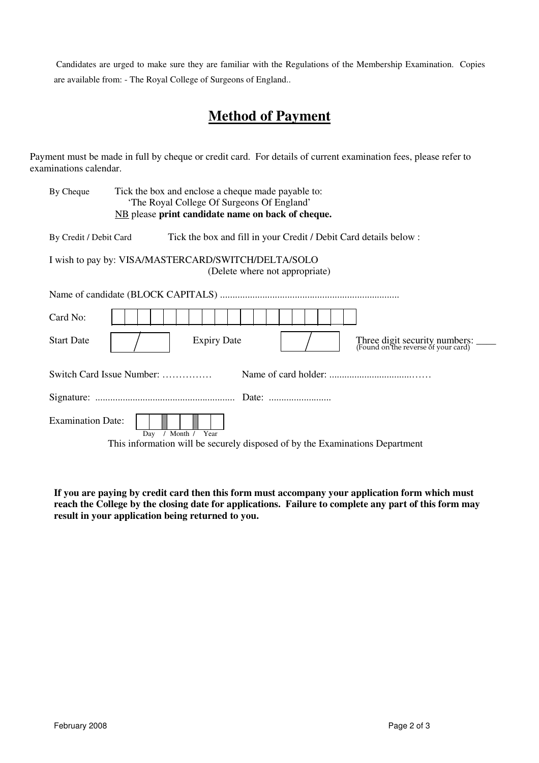Candidates are urged to make sure they are familiar with the Regulations of the Membership Examination. Copies are available from: - The Royal College of Surgeons of England..

## Method of Payment

Payment must be made in full by cheque or credit card. For details of current examination fees, please refer to examinations calendar.

By Cheque  Tick the box and enclose a cheque made payable to:
'The Royal College Of Surgeons Of England'
NB please **print candidate name on back of cheque.**

By Credit / Debit Card  Tick the box and fill in your Credit / Debit Card details below :

I wish to pay by: VISA/MASTERCARD/SWITCH/DELTA/SOLO
(Delete where not appropriate)

Name of candidate (BLOCK CAPITALS) .......................................................................

Card No: | | | | | | | | | | | | | | | | | | | |

Start Date &nbsp; / &nbsp;&nbsp;&nbsp;&nbsp; Expiry Date &nbsp; / &nbsp;&nbsp;&nbsp;&nbsp; Three digit security numbers: ____
(Found on the reverse of your card)

Switch Card Issue Number: ……………  Name of card holder: ...................................……

Signature: ........................................................  Date: .........................

Examination Date: Day / Month / Year

This information will be securely disposed of by the Examinations Department

**If you are paying by credit card then this form must accompany your application form which must reach the College by the closing date for applications. Failure to complete any part of this form may result in your application being returned to you.**

February 2008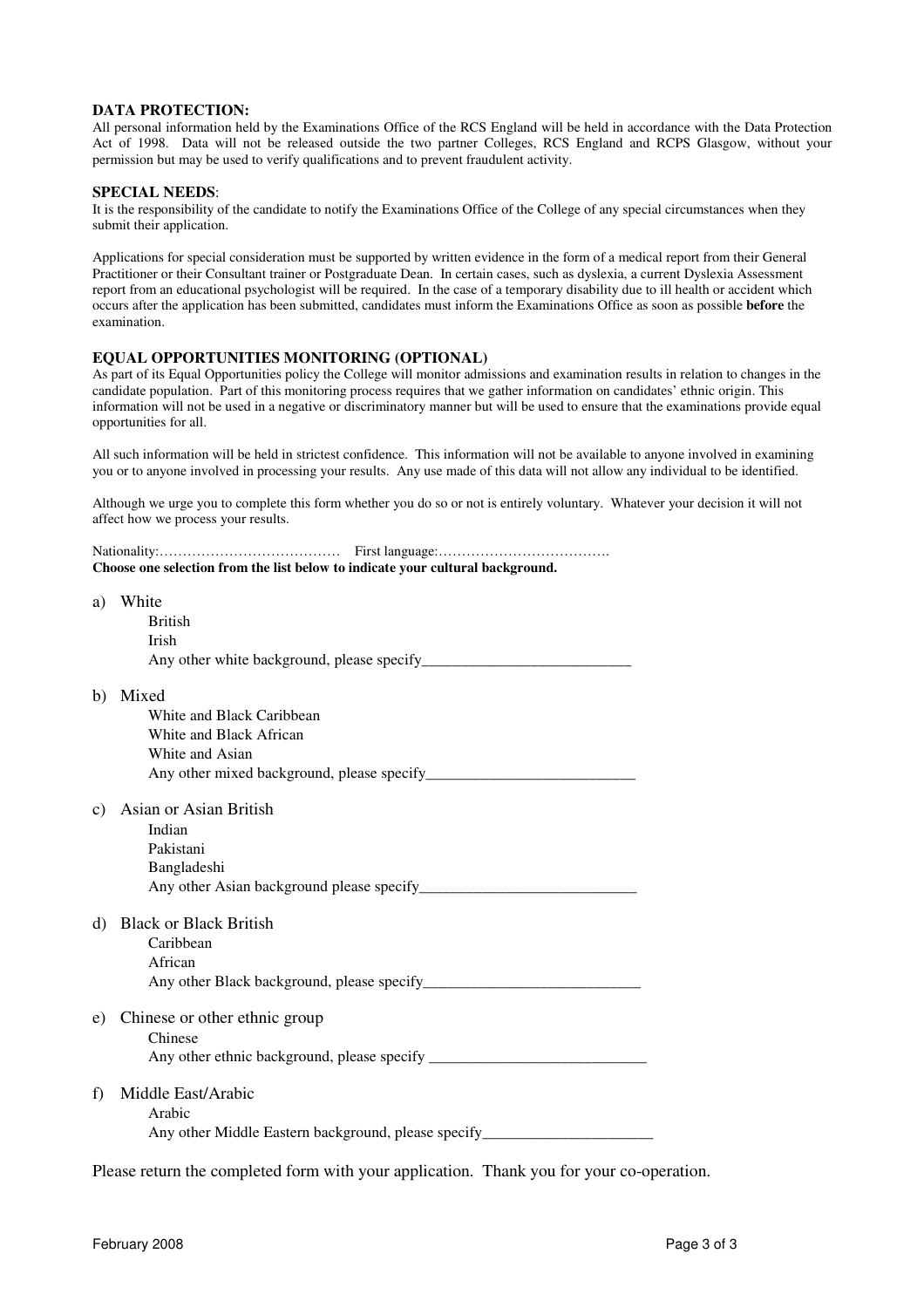**DATA PROTECTION:**
All personal information held by the Examinations Office of the RCS England will be held in accordance with the Data Protection Act of 1998. Data will not be released outside the two partner Colleges, RCS England and RCPS Glasgow, without your permission but may be used to verify qualifications and to prevent fraudulent activity.

**SPECIAL NEEDS**:
It is the responsibility of the candidate to notify the Examinations Office of the College of any special circumstances when they submit their application.

Applications for special consideration must be supported by written evidence in the form of a medical report from their General Practitioner or their Consultant trainer or Postgraduate Dean. In certain cases, such as dyslexia, a current Dyslexia Assessment report from an educational psychologist will be required. In the case of a temporary disability due to ill health or accident which occurs after the application has been submitted, candidates must inform the Examinations Office as soon as possible **before** the examination.

**EQUAL OPPORTUNITIES MONITORING (OPTIONAL)**
As part of its Equal Opportunities policy the College will monitor admissions and examination results in relation to changes in the candidate population. Part of this monitoring process requires that we gather information on candidates' ethnic origin. This information will not be used in a negative or discriminatory manner but will be used to ensure that the examinations provide equal opportunities for all.

All such information will be held in strictest confidence. This information will not be available to anyone involved in examining you or to anyone involved in processing your results. Any use made of this data will not allow any individual to be identified.

Although we urge you to complete this form whether you do so or not is entirely voluntary. Whatever your decision it will not affect how we process your results.

Nationality:………………………………… First language:……………………………….
**Choose one selection from the list below to indicate your cultural background.**

a) White
- British
- Irish
- Any other white background, please specify___________________________

b) Mixed
- White and Black Caribbean
- White and Black African
- White and Asian
- Any other mixed background, please specify___________________________

c) Asian or Asian British
- Indian
- Pakistani
- Bangladeshi
- Any other Asian background please specify____________________________

d) Black or Black British
- Caribbean
- African
- Any other Black background, please specify____________________________

e) Chinese or other ethnic group
- Chinese
- Any other ethnic background, please specify ____________________________

f) Middle East/Arabic
- Arabic
- Any other Middle Eastern background, please specify______________________

Please return the completed form with your application. Thank you for your co-operation.

February 2008